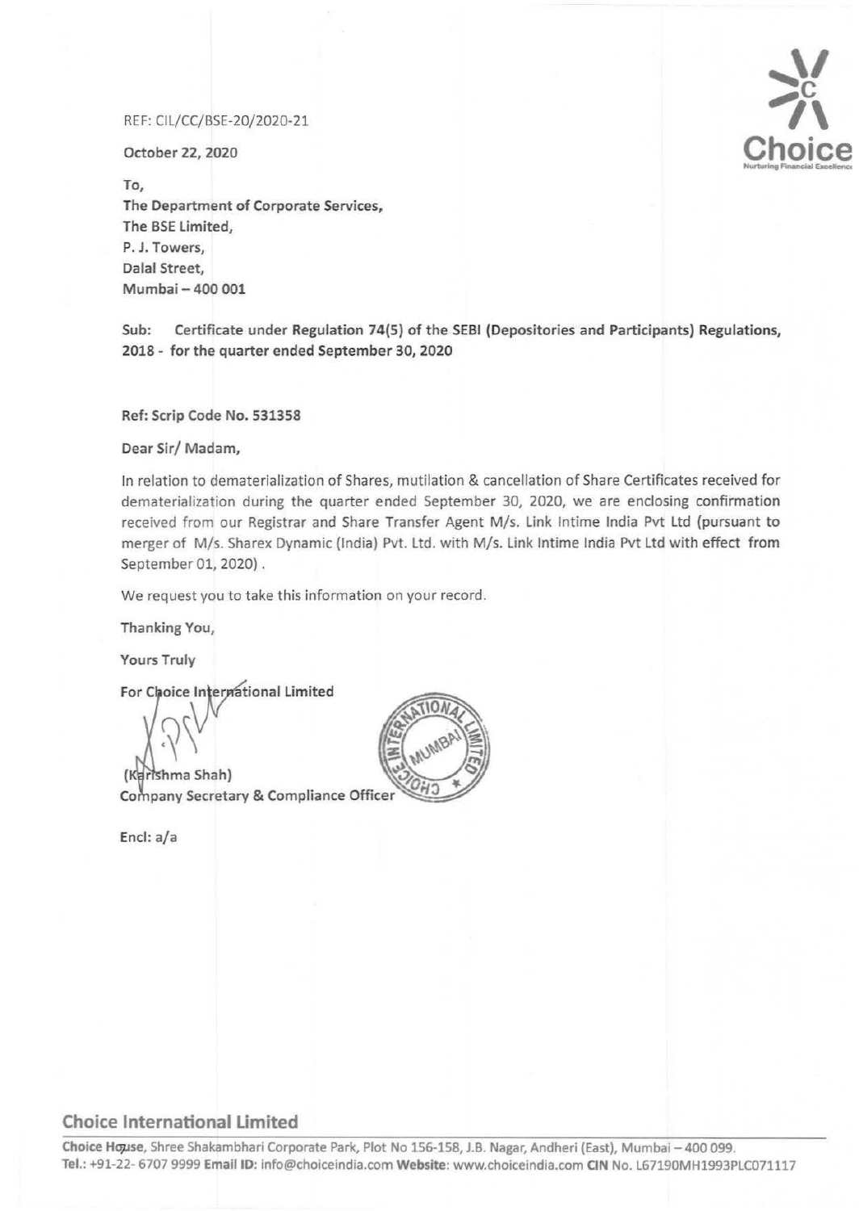REF: CIL/CC/BSE-20/2020-21

October 22, 2020

To,
**The Department of Corporate Services,**
**The BSE Limited,**
**P. J. Towers,**
**Dalal Street,**
**Mumbai – 400 001**

**Sub: Certificate under Regulation 74(5) of the SEBI (Depositories and Participants) Regulations, 2018 - for the quarter ended September 30, 2020**

**Ref: Scrip Code No. 531358**

Dear Sir/ Madam,

In relation to dematerialization of Shares, mutilation & cancellation of Share Certificates received for dematerialization during the quarter ended September 30, 2020, we are enclosing confirmation received from our Registrar and Share Transfer Agent M/s. Link Intime India Pvt Ltd (pursuant to merger of M/s. Sharex Dynamic (India) Pvt. Ltd. with M/s. Link Intime India Pvt Ltd with effect from September 01, 2020).

We request you to take this information on your record.

Thanking You,

Yours Truly

For Choice International Limited

(Karishma Shah)
Company Secretary & Compliance Officer

Encl: a/a

**Choice International Limited**

**Choice House**, Shree Shakambhari Corporate Park, Plot No 156-158, J.B. Nagar, Andheri (East), Mumbai – 400 099.
**Tel.:** +91-22- 6707 9999 **Email ID:** info@choiceindia.com **Website:** www.choiceindia.com **CIN** No. L67190MH1993PLC071117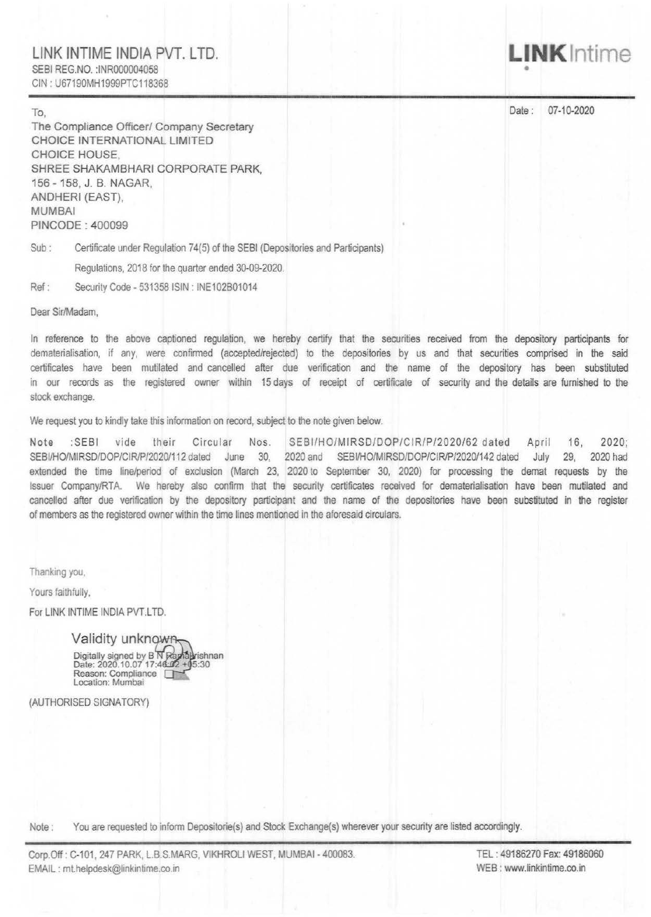LINK INTIME INDIA PVT. LTD.
SEBI REG.NO. :INR000004058
CIN : U67190MH1999PTC118368

**LINK**Intime

Date : 07-10-2020

To,
The Compliance Officer/ Company Secretary
CHOICE INTERNATIONAL LIMITED
CHOICE HOUSE,
SHREE SHAKAMBHARI CORPORATE PARK,
156 - 158, J. B. NAGAR,
ANDHERI (EAST),
MUMBAI
PINCODE : 400099

Sub : Certificate under Regulation 74(5) of the SEBI (Depositories and Participants) Regulations, 2018 for the quarter ended 30-09-2020.

Ref : Security Code - 531358 ISIN : INE102B01014

Dear Sir/Madam,

In reference to the above captioned regulation, we hereby certify that the securities received from the depository participants for dematerialisation, if any, were confirmed (accepted/rejected) to the depositories by us and that securities comprised in the said certificates have been mutilated and cancelled after due verification and the name of the depository has been substituted in our records as the registered owner within 15 days of receipt of certificate of security and the details are furnished to the stock exchange.

We request you to kindly take this information on record, subject to the note given below.

Note :SEBI vide their Circular Nos. SEBI/HO/MIRSD/DOP/CIR/P/2020/62 dated April 16, 2020; SEBI/HO/MIRSD/DOP/CIR/P/2020/112 dated June 30, 2020 and SEBI/HO/MIRSD/DOP/CIR/P/2020/142 dated July 29, 2020 had extended the time line/period of exclusion (March 23, 2020 to September 30, 2020) for processing the demat requests by the Issuer Company/RTA. We hereby also confirm that the security certificates received for dematerialisation have been mutilated and cancelled after due verification by the depository participant and the name of the depositories have been substituted in the register of members as the registered owner within the time lines mentioned in the aforesaid circulars.

Thanking you,

Yours faithfully,

For LINK INTIME INDIA PVT.LTD.

Validity unknown
Digitally signed by B N Ramakrishnan
Date: 2020.10.07 17:46:02 +05:30
Reason: Compliance
Location: Mumbai

(AUTHORISED SIGNATORY)

Note : You are requested to inform Depositorie(s) and Stock Exchange(s) wherever your security are listed accordingly.

Corp.Off : C-101, 247 PARK, L.B.S.MARG, VIKHROLI WEST, MUMBAI - 400083.
EMAIL : rnt.helpdesk@linkintime.co.in

TEL : 49186270 Fax: 49186060
WEB : www.linkintime.co.in